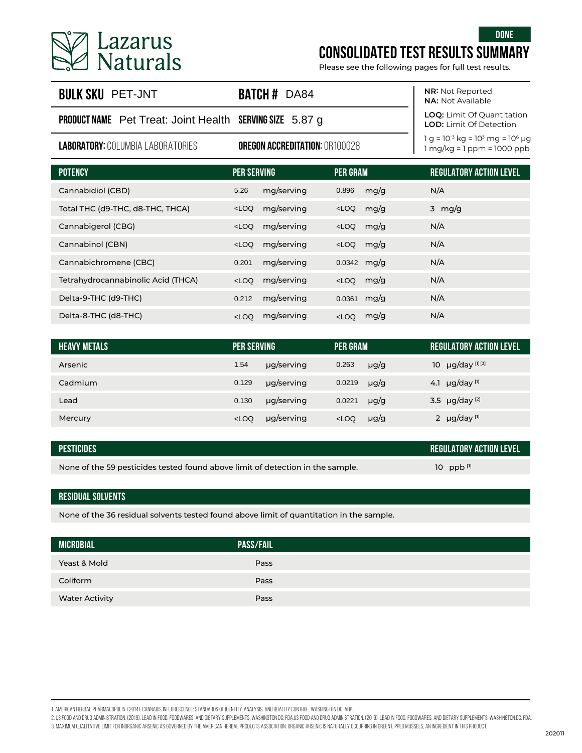# Lazarus Naturals

**DONE**

## CONSOLIDATED TEST RESULTS SUMMARY

Please see the following pages for full test results.

**BULK SKU** PET-JNT | **BATCH #** DA84

**PRODUCT NAME** Pet Treat: Joint Health | **SERVING SIZE** 5.87 g

**LABORATORY:** COLUMBIA LABORATORIES | **OREGON ACCREDITATION:** OR100028

**NR:** Not Reported
**NA:** Not Available

**LOQ:** Limit Of Quantitation
**LOD:** Limit Of Detection

1 g = $10^{-3}$ kg = $10^{3}$ mg = $10^{6}$ µg
1 mg/kg = 1 ppm = 1000 ppb

| POTENCY | PER SERVING | | PER GRAM | | REGULATORY ACTION LEVEL |
|---|---|---|---|---|---|
| Cannabidiol (CBD) | 5.26 | mg/serving | 0.896 | mg/g | N/A |
| Total THC (d9-THC, d8-THC, THCA) | <LOQ | mg/serving | <LOQ | mg/g | 3 mg/g |
| Cannabigerol (CBG) | <LOQ | mg/serving | <LOQ | mg/g | N/A |
| Cannabinol (CBN) | <LOQ | mg/serving | <LOQ | mg/g | N/A |
| Cannabichromene (CBC) | 0.201 | mg/serving | 0.0342 | mg/g | N/A |
| Tetrahydrocannabinolic Acid (THCA) | <LOQ | mg/serving | <LOQ | mg/g | N/A |
| Delta-9-THC (d9-THC) | 0.212 | mg/serving | 0.0361 | mg/g | N/A |
| Delta-8-THC (d8-THC) | <LOQ | mg/serving | <LOQ | mg/g | N/A |

| HEAVY METALS | PER SERVING | | PER GRAM | | REGULATORY ACTION LEVEL |
|---|---|---|---|---|---|
| Arsenic | 1.54 | µg/serving | 0.263 | µg/g | 10 µg/day [1][3] |
| Cadmium | 0.129 | µg/serving | 0.0219 | µg/g | 4.1 µg/day [1] |
| Lead | 0.130 | µg/serving | 0.0221 | µg/g | 3.5 µg/day [2] |
| Mercury | <LOQ | µg/serving | <LOQ | µg/g | 2 µg/day [1] |

| PESTICIDES | REGULATORY ACTION LEVEL |
|---|---|
| None of the 59 pesticides tested found above limit of detection in the sample. | 10 ppb [1] |

| RESIDUAL SOLVENTS |
|---|
| None of the 36 residual solvents tested found above limit of quantitation in the sample. |

| MICROBIAL | PASS/FAIL |
|---|---|
| Yeast & Mold | Pass |
| Coliform | Pass |
| Water Activity | Pass |

1. American Herbal Pharmacopoeia. (2014). Cannabis Inflorescence: Standards of Identity, Analysis, and Quality Control. Washington DC: AHP.
2. US Food and Drug Administration. (2019). Lead in Food, Foodwares, and Dietary Supplements. Washington DC: FDA.US Food and Drug Administration. (2019). Lead in Food, Foodwares, and Dietary Supplements. Washington DC: FDA.
3. Maximum qualitative limit for inorganic arsenic as governed by the American Herbal Products Association. Organic arsenic is naturally occurring in green lipped mussels, an ingredient in this product.

202011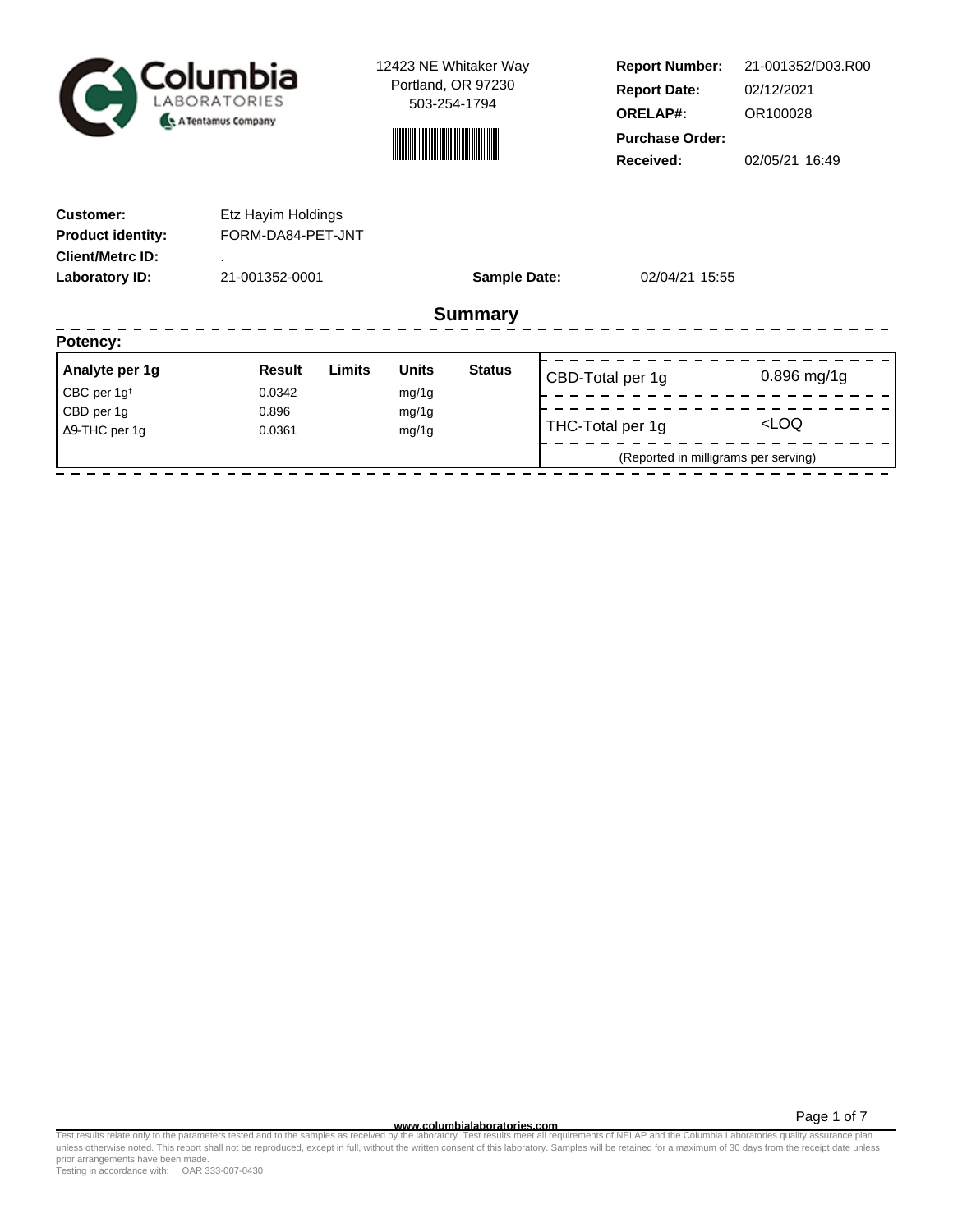Columbia LABORATORIES
A Tentamus Company

12423 NE Whitaker Way
Portland, OR 97230
503-254-1794

| | |
|---|---|
| **Report Number:** | 21-001352/D03.R00 |
| **Report Date:** | 02/12/2021 |
| **ORELAP#:** | OR100028 |
| **Purchase Order:** | |
| **Received:** | 02/05/21 16:49 |

| | | | |
|---|---|---|---|
| **Customer:** | Etz Hayim Holdings | | |
| **Product identity:** | FORM-DA84-PET-JNT | | |
| **Client/Metrc ID:** | . | | |
| **Laboratory ID:** | 21-001352-0001 | **Sample Date:** | 02/04/21 15:55 |

## Summary

**Potency:**

| Analyte per 1g | Result | Limits | Units | Status |
|---|---|---|---|---|
| CBC per 1g† | 0.0342 | | mg/1g | |
| CBD per 1g | 0.896 | | mg/1g | |
| Δ9-THC per 1g | 0.0361 | | mg/1g | |

| | |
|---|---|
| CBD-Total per 1g | 0.896 mg/1g |
| THC-Total per 1g | <LOQ |

(Reported in milligrams per serving)

www.columbialaboratories.com

Test results relate only to the parameters tested and to the samples as received by the laboratory. Test results meet all requirements of NELAP and the Columbia Laboratories quality assurance plan unless otherwise noted. This report shall not be reproduced, except in full, without the written consent of this laboratory. Samples will be retained for a maximum of 30 days from the receipt date unless prior arrangements have been made.
Testing in accordance with: OAR 333-007-0430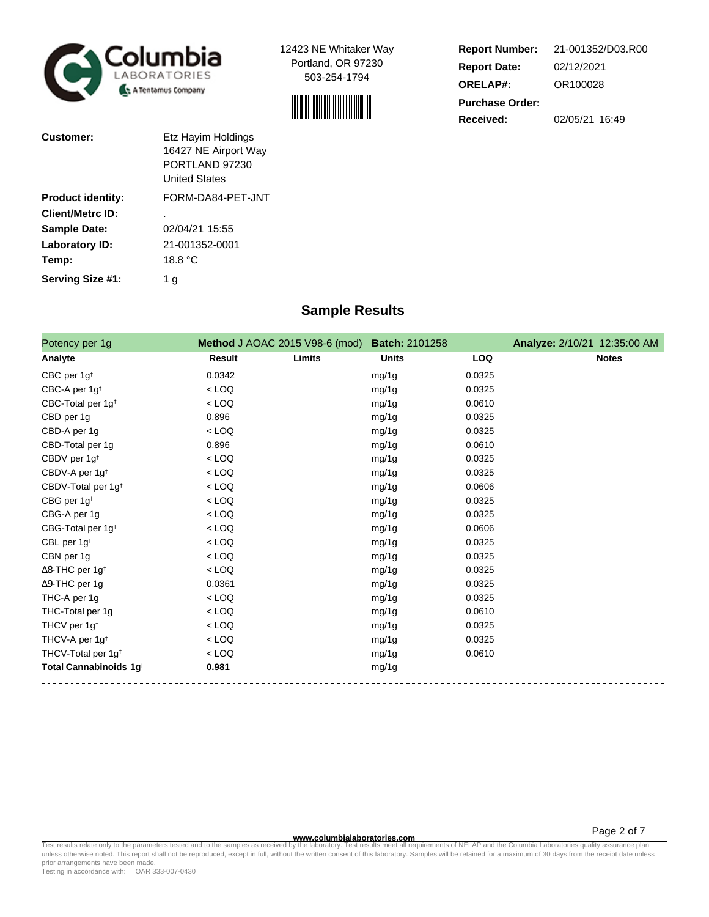Columbia LABORATORIES A Tentamus Company

12423 NE Whitaker Way
Portland, OR 97230
503-254-1794

**Report Number:** 21-001352/D03.R00
**Report Date:** 02/12/2021
**ORELAP#:** OR100028
**Purchase Order:**
**Received:** 02/05/21 16:49

**Customer:** Etz Hayim Holdings
16427 NE Airport Way
PORTLAND 97230
United States

**Product identity:** FORM-DA84-PET-JNT
**Client/Metrc ID:** .
**Sample Date:** 02/04/21 15:55
**Laboratory ID:** 21-001352-0001
**Temp:** 18.8 °C
**Serving Size #1:** 1 g

## Sample Results

Potency per 1g — **Method** J AOAC 2015 V98-6 (mod) — **Batch:** 2101258 — **Analyze:** 2/10/21 12:35:00 AM

| Analyte | Result | Limits | Units | LOQ | Notes |
|---|---|---|---|---|---|
| CBC per 1g† | 0.0342 | | mg/1g | 0.0325 | |
| CBC-A per 1g† | < LOQ | | mg/1g | 0.0325 | |
| CBC-Total per 1g† | < LOQ | | mg/1g | 0.0610 | |
| CBD per 1g | 0.896 | | mg/1g | 0.0325 | |
| CBD-A per 1g | < LOQ | | mg/1g | 0.0325 | |
| CBD-Total per 1g | 0.896 | | mg/1g | 0.0610 | |
| CBDV per 1g† | < LOQ | | mg/1g | 0.0325 | |
| CBDV-A per 1g† | < LOQ | | mg/1g | 0.0325 | |
| CBDV-Total per 1g† | < LOQ | | mg/1g | 0.0606 | |
| CBG per 1g† | < LOQ | | mg/1g | 0.0325 | |
| CBG-A per 1g† | < LOQ | | mg/1g | 0.0325 | |
| CBG-Total per 1g† | < LOQ | | mg/1g | 0.0606 | |
| CBL per 1g† | < LOQ | | mg/1g | 0.0325 | |
| CBN per 1g | < LOQ | | mg/1g | 0.0325 | |
| Δ8-THC per 1g† | < LOQ | | mg/1g | 0.0325 | |
| Δ9-THC per 1g | 0.0361 | | mg/1g | 0.0325 | |
| THC-A per 1g | < LOQ | | mg/1g | 0.0325 | |
| THC-Total per 1g | < LOQ | | mg/1g | 0.0610 | |
| THCV per 1g† | < LOQ | | mg/1g | 0.0325 | |
| THCV-A per 1g† | < LOQ | | mg/1g | 0.0325 | |
| THCV-Total per 1g† | < LOQ | | mg/1g | 0.0610 | |
| **Total Cannabinoids 1g†** | **0.981** | | mg/1g | | |

www.columbialaboratories.com

Test results relate only to the parameters tested and to the samples as received by the laboratory. Test results meet all requirements of NELAP and the Columbia Laboratories quality assurance plan unless otherwise noted. This report shall not be reproduced, except in full, without the written consent of this laboratory. Samples will be retained for a maximum of 30 days from the receipt date unless prior arrangements have been made.
Testing in accordance with: OAR 333-007-0430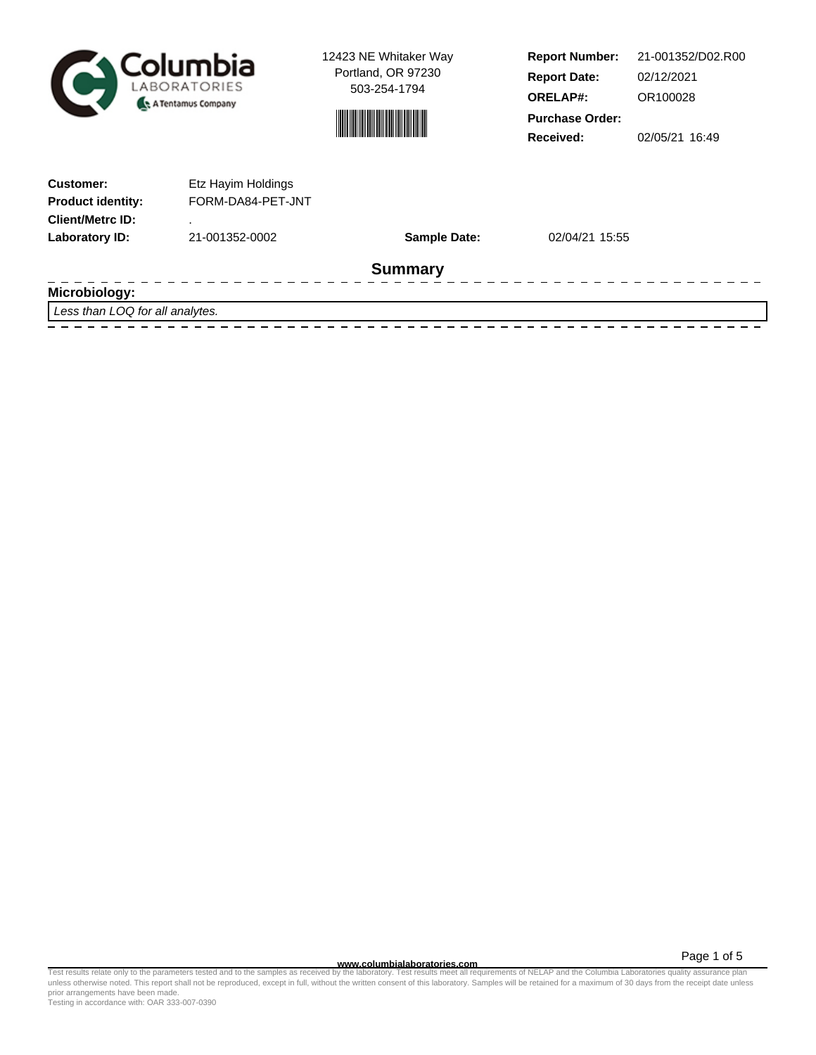Columbia Laboratories — A Tentamus Company

12423 NE Whitaker Way
Portland, OR 97230
503-254-1794

| | |
|---|---|
| **Report Number:** | 21-001352/D02.R00 |
| **Report Date:** | 02/12/2021 |
| **ORELAP#:** | OR100028 |
| **Purchase Order:** | |
| **Received:** | 02/05/21 16:49 |

| | | | |
|---|---|---|---|
| **Customer:** | Etz Hayim Holdings | | |
| **Product identity:** | FORM-DA84-PET-JNT | | |
| **Client/Metrc ID:** | . | | |
| **Laboratory ID:** | 21-001352-0002 | **Sample Date:** | 02/04/21 15:55 |

## Summary

**Microbiology:**

*Less than LOQ for all analytes.*

www.columbialaboratories.com

Test results relate only to the parameters tested and to the samples as received by the laboratory. Test results meet all requirements of NELAP and the Columbia Laboratories quality assurance plan unless otherwise noted. This report shall not be reproduced, except in full, without the written consent of this laboratory. Samples will be retained for a maximum of 30 days from the receipt date unless prior arrangements have been made.
Testing in accordance with: OAR 333-007-0390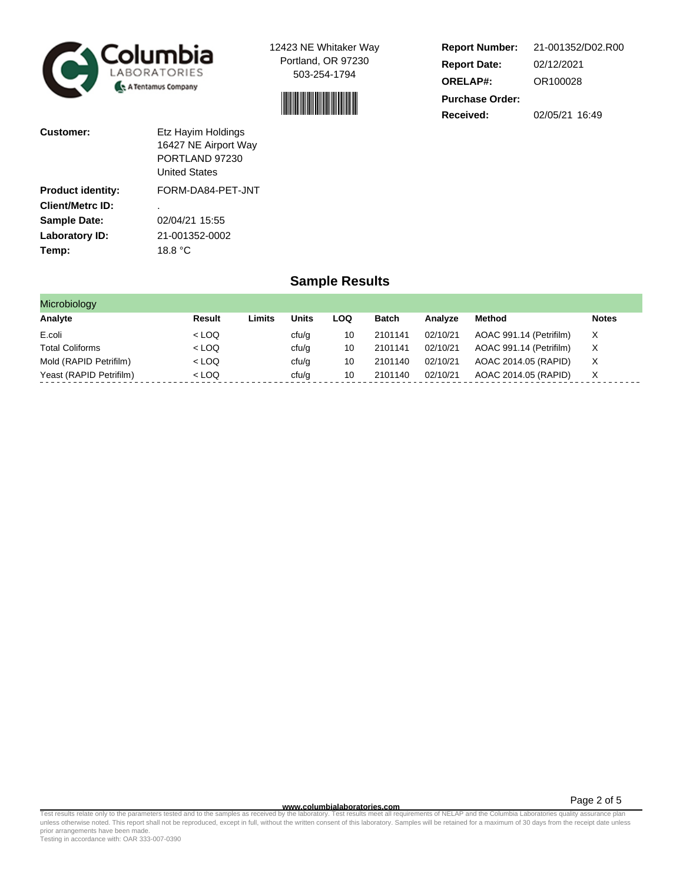Columbia LABORATORIES A Tentamus Company

12423 NE Whitaker Way
Portland, OR 97230
503-254-1794

| | |
|---|---|
| **Report Number:** | 21-001352/D02.R00 |
| **Report Date:** | 02/12/2021 |
| **ORELAP#:** | OR100028 |
| **Purchase Order:** | |
| **Received:** | 02/05/21 16:49 |

| | |
|---|---|
| **Customer:** | Etz Hayim Holdings<br>16427 NE Airport Way<br>PORTLAND 97230<br>United States |
| **Product identity:** | FORM-DA84-PET-JNT |
| **Client/Metrc ID:** | . |
| **Sample Date:** | 02/04/21 15:55 |
| **Laboratory ID:** | 21-001352-0002 |
| **Temp:** | 18.8 °C |

## Sample Results

**Microbiology**

| Analyte | Result | Limits | Units | LOQ | Batch | Analyze | Method | Notes |
|---|---|---|---|---|---|---|---|---|
| E.coli | < LOQ | | cfu/g | 10 | 2101141 | 02/10/21 | AOAC 991.14 (Petrifilm) | X |
| Total Coliforms | < LOQ | | cfu/g | 10 | 2101141 | 02/10/21 | AOAC 991.14 (Petrifilm) | X |
| Mold (RAPID Petrifilm) | < LOQ | | cfu/g | 10 | 2101140 | 02/10/21 | AOAC 2014.05 (RAPID) | X |
| Yeast (RAPID Petrifilm) | < LOQ | | cfu/g | 10 | 2101140 | 02/10/21 | AOAC 2014.05 (RAPID) | X |

www.columbialaboratories.com

Test results relate only to the parameters tested and to the samples as received by the laboratory. Test results meet all requirements of NELAP and the Columbia Laboratories quality assurance plan unless otherwise noted. This report shall not be reproduced, except in full, without the written consent of this laboratory. Samples will be retained for a maximum of 30 days from the receipt date unless prior arrangements have been made.
Testing in accordance with: OAR 333-007-0390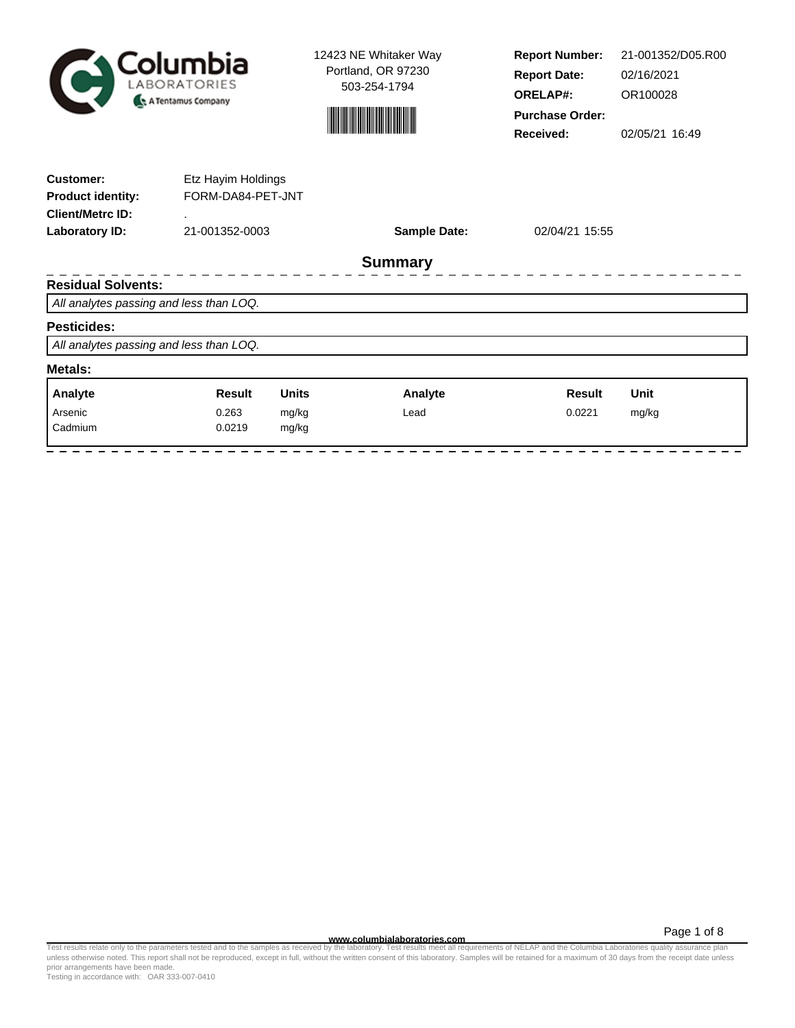Columbia Laboratories
A Tentamus Company

12423 NE Whitaker Way
Portland, OR 97230
503-254-1794

| | |
|---|---|
| **Report Number:** | 21-001352/D05.R00 |
| **Report Date:** | 02/16/2021 |
| **ORELAP#:** | OR100028 |
| **Purchase Order:** | |
| **Received:** | 02/05/21 16:49 |

| | | | |
|---|---|---|---|
| **Customer:** | Etz Hayim Holdings | | |
| **Product identity:** | FORM-DA84-PET-JNT | | |
| **Client/Metrc ID:** | . | | |
| **Laboratory ID:** | 21-001352-0003 | **Sample Date:** | 02/04/21 15:55 |

## Summary

### Residual Solvents:

*All analytes passing and less than LOQ.*

### Pesticides:

*All analytes passing and less than LOQ.*

### Metals:

| Analyte | Result | Units | Analyte | Result | Unit |
|---|---|---|---|---|---|
| Arsenic | 0.263 | mg/kg | Lead | 0.0221 | mg/kg |
| Cadmium | 0.0219 | mg/kg | | | |

www.columbialaboratories.com

Test results relate only to the parameters tested and to the samples as received by the laboratory. Test results meet all requirements of NELAP and the Columbia Laboratories quality assurance plan unless otherwise noted. This report shall not be reproduced, except in full, without the written consent of this laboratory. Samples will be retained for a maximum of 30 days from the receipt date unless prior arrangements have been made.
Testing in accordance with: OAR 333-007-0410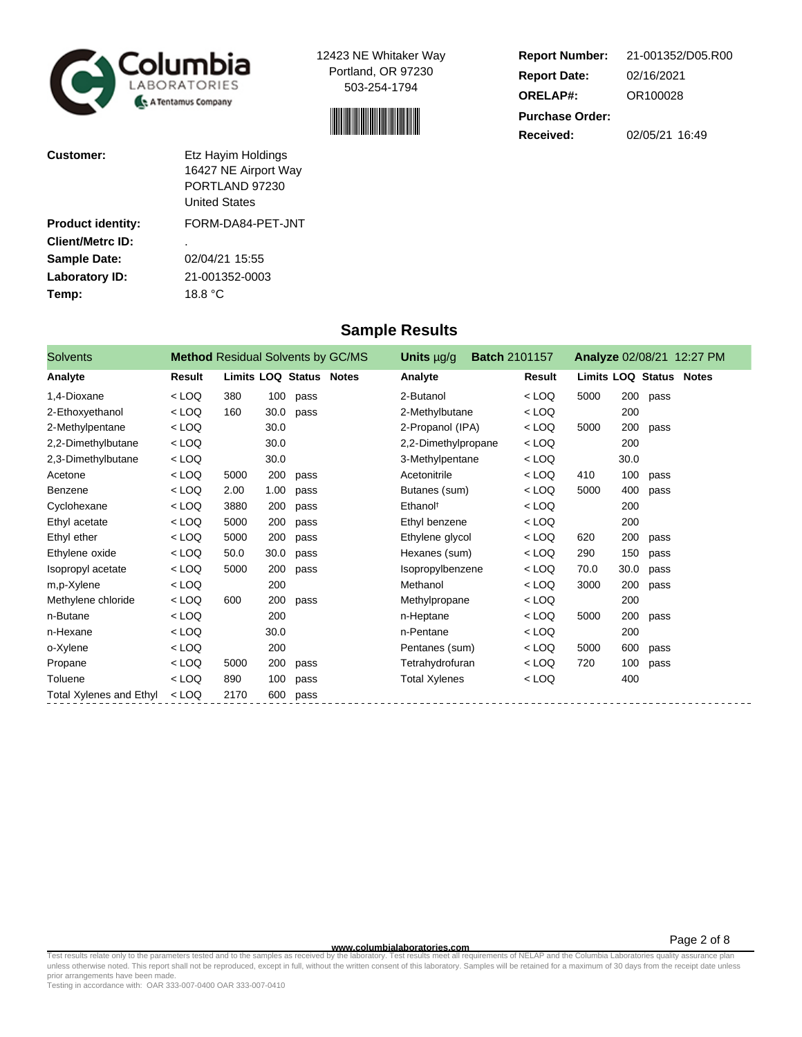Columbia LABORATORIES
A Tentamus Company

12423 NE Whitaker Way
Portland, OR 97230
503-254-1794

**Report Number:** 21-001352/D05.R00
**Report Date:** 02/16/2021
**ORELAP#:** OR100028
**Purchase Order:**
**Received:** 02/05/21 16:49

**Customer:** Etz Hayim Holdings
16427 NE Airport Way
PORTLAND 97230
United States

**Product identity:** FORM-DA84-PET-JNT
**Client/Metrc ID:** .
**Sample Date:** 02/04/21 15:55
**Laboratory ID:** 21-001352-0003
**Temp:** 18.8 °C

## Sample Results

Solvents — **Method** Residual Solvents by GC/MS — **Units** µg/g — **Batch** 2101157 — **Analyze** 02/08/21 12:27 PM

| Analyte | Result | Limits | LOQ | Status | Notes | Analyte | Result | Limits | LOQ | Status | Notes |
|---|---|---|---|---|---|---|---|---|---|---|---|
| 1,4-Dioxane | < LOQ | 380 | 100 | pass | | 2-Butanol | < LOQ | 5000 | 200 | pass | |
| 2-Ethoxyethanol | < LOQ | 160 | 30.0 | pass | | 2-Methylbutane | < LOQ | | 200 | | |
| 2-Methylpentane | < LOQ | | 30.0 | | | 2-Propanol (IPA) | < LOQ | 5000 | 200 | pass | |
| 2,2-Dimethylbutane | < LOQ | | 30.0 | | | 2,2-Dimethylpropane | < LOQ | | 200 | | |
| 2,3-Dimethylbutane | < LOQ | | 30.0 | | | 3-Methylpentane | < LOQ | | 30.0 | | |
| Acetone | < LOQ | 5000 | 200 | pass | | Acetonitrile | < LOQ | 410 | 100 | pass | |
| Benzene | < LOQ | 2.00 | 1.00 | pass | | Butanes (sum) | < LOQ | 5000 | 400 | pass | |
| Cyclohexane | < LOQ | 3880 | 200 | pass | | Ethanol† | < LOQ | | 200 | | |
| Ethyl acetate | < LOQ | 5000 | 200 | pass | | Ethyl benzene | < LOQ | | 200 | | |
| Ethyl ether | < LOQ | 5000 | 200 | pass | | Ethylene glycol | < LOQ | 620 | 200 | pass | |
| Ethylene oxide | < LOQ | 50.0 | 30.0 | pass | | Hexanes (sum) | < LOQ | 290 | 150 | pass | |
| Isopropyl acetate | < LOQ | 5000 | 200 | pass | | Isopropylbenzene | < LOQ | 70.0 | 30.0 | pass | |
| m,p-Xylene | < LOQ | | 200 | | | Methanol | < LOQ | 3000 | 200 | pass | |
| Methylene chloride | < LOQ | 600 | 200 | pass | | Methylpropane | < LOQ | | 200 | | |
| n-Butane | < LOQ | | 200 | | | n-Heptane | < LOQ | 5000 | 200 | pass | |
| n-Hexane | < LOQ | | 30.0 | | | n-Pentane | < LOQ | | 200 | | |
| o-Xylene | < LOQ | | 200 | | | Pentanes (sum) | < LOQ | 5000 | 600 | pass | |
| Propane | < LOQ | 5000 | 200 | pass | | Tetrahydrofuran | < LOQ | 720 | 100 | pass | |
| Toluene | < LOQ | 890 | 100 | pass | | Total Xylenes | < LOQ | | 400 | | |
| Total Xylenes and Ethyl | < LOQ | 2170 | 600 | pass | | | | | | | |

www.columbialaboratories.com

Test results relate only to the parameters tested and to the samples as received by the laboratory. Test results meet all requirements of NELAP and the Columbia Laboratories quality assurance plan unless otherwise noted. This report shall not be reproduced, except in full, without the written consent of this laboratory. Samples will be retained for a maximum of 30 days from the receipt date unless prior arrangements have been made.
Testing in accordance with: OAR 333-007-0400 OAR 333-007-0410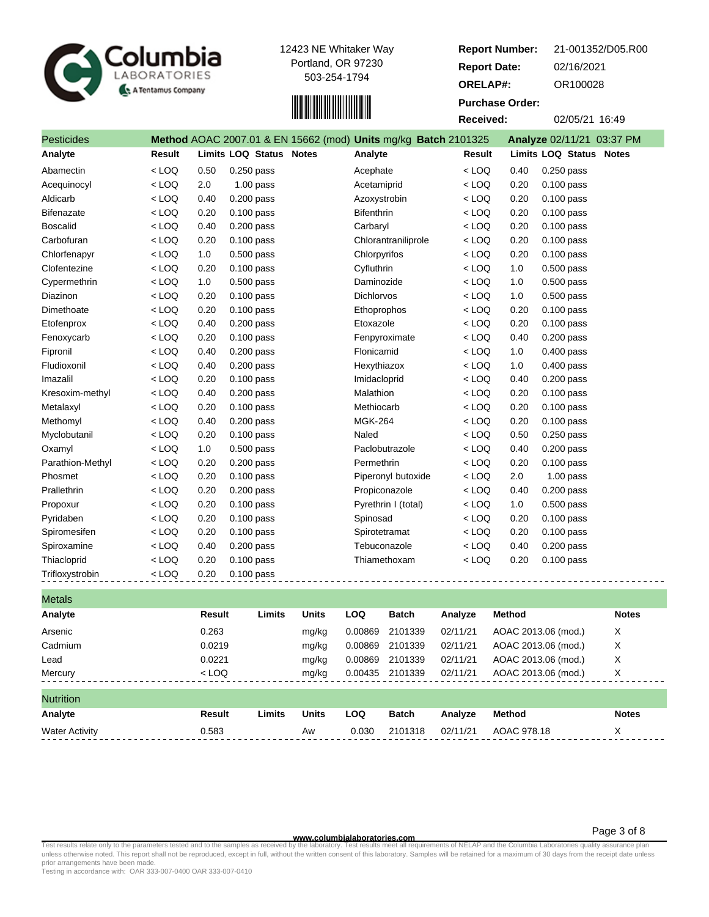12423 NE Whitaker Way
Portland, OR 97230
503-254-1794

**Report Number:** 21-001352/D05.R00
**Report Date:** 02/16/2021
**ORELAP#:** OR100028
**Purchase Order:**
**Received:** 02/05/21 16:49

## Pesticides

**Method** AOAC 2007.01 & EN 15662 (mod) **Units** mg/kg **Batch** 2101325 **Analyze** 02/11/21 03:37 PM

| Analyte | Result | Limits | LOQ | Status | Notes | Analyte | Result | Limits | LOQ | Status | Notes |
|---|---|---|---|---|---|---|---|---|---|---|---|
| Abamectin | < LOQ | 0.50 | 0.250 | pass | | Acephate | < LOQ | 0.40 | 0.250 | pass | |
| Acequinocyl | < LOQ | 2.0 | 1.00 | pass | | Acetamiprid | < LOQ | 0.20 | 0.100 | pass | |
| Aldicarb | < LOQ | 0.40 | 0.200 | pass | | Azoxystrobin | < LOQ | 0.20 | 0.100 | pass | |
| Bifenazate | < LOQ | 0.20 | 0.100 | pass | | Bifenthrin | < LOQ | 0.20 | 0.100 | pass | |
| Boscalid | < LOQ | 0.40 | 0.200 | pass | | Carbaryl | < LOQ | 0.20 | 0.100 | pass | |
| Carbofuran | < LOQ | 0.20 | 0.100 | pass | | Chlorantraniliprole | < LOQ | 0.20 | 0.100 | pass | |
| Chlorfenapyr | < LOQ | 1.0 | 0.500 | pass | | Chlorpyrifos | < LOQ | 0.20 | 0.100 | pass | |
| Clofentezine | < LOQ | 0.20 | 0.100 | pass | | Cyfluthrin | < LOQ | 1.0 | 0.500 | pass | |
| Cypermethrin | < LOQ | 1.0 | 0.500 | pass | | Daminozide | < LOQ | 1.0 | 0.500 | pass | |
| Diazinon | < LOQ | 0.20 | 0.100 | pass | | Dichlorvos | < LOQ | 1.0 | 0.500 | pass | |
| Dimethoate | < LOQ | 0.20 | 0.100 | pass | | Ethoprophos | < LOQ | 0.20 | 0.100 | pass | |
| Etofenprox | < LOQ | 0.40 | 0.200 | pass | | Etoxazole | < LOQ | 0.20 | 0.100 | pass | |
| Fenoxycarb | < LOQ | 0.20 | 0.100 | pass | | Fenpyroximate | < LOQ | 0.40 | 0.200 | pass | |
| Fipronil | < LOQ | 0.40 | 0.200 | pass | | Flonicamid | < LOQ | 1.0 | 0.400 | pass | |
| Fludioxonil | < LOQ | 0.40 | 0.200 | pass | | Hexythiazox | < LOQ | 1.0 | 0.400 | pass | |
| Imazalil | < LOQ | 0.20 | 0.100 | pass | | Imidacloprid | < LOQ | 0.40 | 0.200 | pass | |
| Kresoxim-methyl | < LOQ | 0.40 | 0.200 | pass | | Malathion | < LOQ | 0.20 | 0.100 | pass | |
| Metalaxyl | < LOQ | 0.20 | 0.100 | pass | | Methiocarb | < LOQ | 0.20 | 0.100 | pass | |
| Methomyl | < LOQ | 0.40 | 0.200 | pass | | MGK-264 | < LOQ | 0.20 | 0.100 | pass | |
| Myclobutanil | < LOQ | 0.20 | 0.100 | pass | | Naled | < LOQ | 0.50 | 0.250 | pass | |
| Oxamyl | < LOQ | 1.0 | 0.500 | pass | | Paclobutrazole | < LOQ | 0.40 | 0.200 | pass | |
| Parathion-Methyl | < LOQ | 0.20 | 0.200 | pass | | Permethrin | < LOQ | 0.20 | 0.100 | pass | |
| Phosmet | < LOQ | 0.20 | 0.100 | pass | | Piperonyl butoxide | < LOQ | 2.0 | 1.00 | pass | |
| Prallethrin | < LOQ | 0.20 | 0.200 | pass | | Propiconazole | < LOQ | 0.40 | 0.200 | pass | |
| Propoxur | < LOQ | 0.20 | 0.100 | pass | | Pyrethrin I (total) | < LOQ | 1.0 | 0.500 | pass | |
| Pyridaben | < LOQ | 0.20 | 0.100 | pass | | Spinosad | < LOQ | 0.20 | 0.100 | pass | |
| Spiromesifen | < LOQ | 0.20 | 0.100 | pass | | Spirotetramat | < LOQ | 0.20 | 0.100 | pass | |
| Spiroxamine | < LOQ | 0.40 | 0.200 | pass | | Tebuconazole | < LOQ | 0.40 | 0.200 | pass | |
| Thiacloprid | < LOQ | 0.20 | 0.100 | pass | | Thiamethoxam | < LOQ | 0.20 | 0.100 | pass | |
| Trifloxystrobin | < LOQ | 0.20 | 0.100 | pass | | | | | | | |

## Metals

| Analyte | Result | Limits | Units | LOQ | Batch | Analyze | Method | Notes |
|---|---|---|---|---|---|---|---|---|
| Arsenic | 0.263 | | mg/kg | 0.00869 | 2101339 | 02/11/21 | AOAC 2013.06 (mod.) | X |
| Cadmium | 0.0219 | | mg/kg | 0.00869 | 2101339 | 02/11/21 | AOAC 2013.06 (mod.) | X |
| Lead | 0.0221 | | mg/kg | 0.00869 | 2101339 | 02/11/21 | AOAC 2013.06 (mod.) | X |
| Mercury | < LOQ | | mg/kg | 0.00435 | 2101339 | 02/11/21 | AOAC 2013.06 (mod.) | X |

## Nutrition

| Analyte | Result | Limits | Units | LOQ | Batch | Analyze | Method | Notes |
|---|---|---|---|---|---|---|---|---|
| Water Activity | 0.583 | | Aw | 0.030 | 2101318 | 02/11/21 | AOAC 978.18 | X |

www.columbialaboratories.com

Test results relate only to the parameters tested and to the samples as received by the laboratory. Test results meet all requirements of NELAP and the Columbia Laboratories quality assurance plan unless otherwise noted. This report shall not be reproduced, except in full, without the written consent of this laboratory. Samples will be retained for a maximum of 30 days from the receipt date unless prior arrangements have been made.
Testing in accordance with: OAR 333-007-0400 OAR 333-007-0410